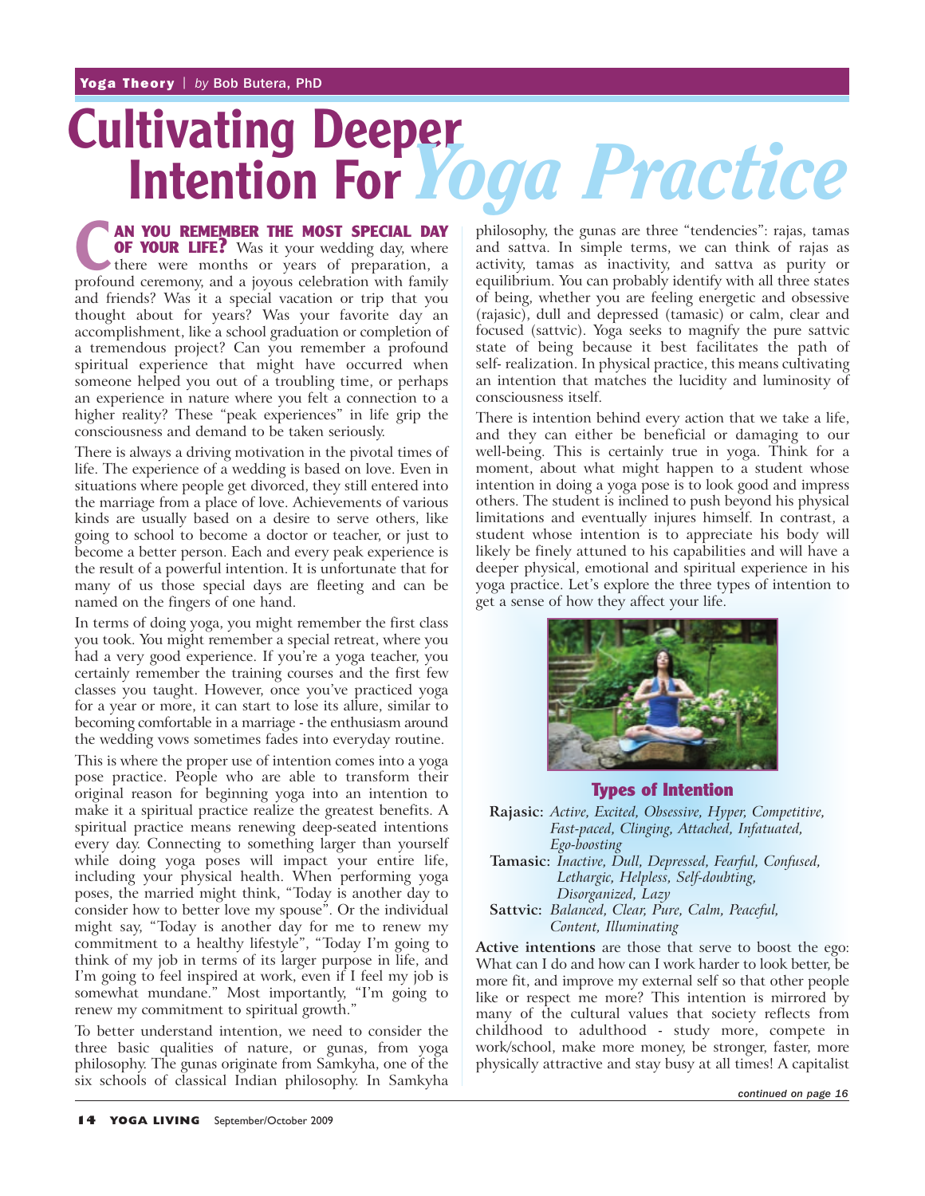Yoga Theory | *by* Bob Butera, PhD

# Cultivating Deeper Intention For *Yoga Practice*

**CAN YOU REMEMBER THE MOST SPECIAL DAY OF YOUR LIFE?** Was it your wedding day, where there were months or years of preparation, a profound ceremony, and a joyous celebration with family and friends? Was it a special vacation or trip that you thought about for years? Was your favorite day an accomplishment, like a school graduation or completion of a tremendous project? Can you remember a profound spiritual experience that might have occurred when someone helped you out of a troubling time, or perhaps an experience in nature where you felt a connection to a higher reality? These "peak experiences" in life grip the consciousness and demand to be taken seriously.

There is always a driving motivation in the pivotal times of life. The experience of a wedding is based on love. Even in situations where people get divorced, they still entered into the marriage from a place of love. Achievements of various kinds are usually based on a desire to serve others, like going to school to become a doctor or teacher, or just to become a better person. Each and every peak experience is the result of a powerful intention. It is unfortunate that for many of us those special days are fleeting and can be named on the fingers of one hand.

In terms of doing yoga, you might remember the first class you took. You might remember a special retreat, where you had a very good experience. If you're a yoga teacher, you certainly remember the training courses and the first few classes you taught. However, once you've practiced yoga for a year or more, it can start to lose its allure, similar to becoming comfortable in a marriage - the enthusiasm around the wedding vows sometimes fades into everyday routine.

This is where the proper use of intention comes into a yoga pose practice. People who are able to transform their original reason for beginning yoga into an intention to make it a spiritual practice realize the greatest benefits. A spiritual practice means renewing deep-seated intentions every day. Connecting to something larger than yourself while doing yoga poses will impact your entire life, including your physical health. When performing yoga poses, the married might think, "Today is another day to consider how to better love my spouse". Or the individual might say, "Today is another day for me to renew my commitment to a healthy lifestyle", "Today I'm going to think of my job in terms of its larger purpose in life, and I'm going to feel inspired at work, even if I feel my job is somewhat mundane." Most importantly, "I'm going to renew my commitment to spiritual growth."

To better understand intention, we need to consider the three basic qualities of nature, or gunas, from yoga philosophy. The gunas originate from Samkyha, one of the six schools of classical Indian philosophy. In Samkyha philosophy, the gunas are three "tendencies": rajas, tamas and sattva. In simple terms, we can think of rajas as activity, tamas as inactivity, and sattva as purity or equilibrium. You can probably identify with all three states of being, whether you are feeling energetic and obsessive (rajasic), dull and depressed (tamasic) or calm, clear and focused (sattvic). Yoga seeks to magnify the pure sattvic state of being because it best facilitates the path of self- realization. In physical practice, this means cultivating an intention that matches the lucidity and luminosity of consciousness itself.

There is intention behind every action that we take a life, and they can either be beneficial or damaging to our well-being. This is certainly true in yoga. Think for a moment, about what might happen to a student whose intention in doing a yoga pose is to look good and impress others. The student is inclined to push beyond his physical limitations and eventually injures himself. In contrast, a student whose intention is to appreciate his body will likely be finely attuned to his capabilities and will have a deeper physical, emotional and spiritual experience in his yoga practice. Let's explore the three types of intention to get a sense of how they affect your life.

### Types of Intention

**Rajasic:** *Active, Excited, Obsessive, Hyper, Competitive, Fast-paced, Clinging, Attached, Infatuated, Ego-boosting*

**Tamasic:** *Inactive, Dull, Depressed, Fearful, Confused, Lethargic, Helpless, Self-doubting, Disorganized, Lazy*

**Sattvic:** *Balanced, Clear, Pure, Calm, Peaceful, Content, Illuminating*

**Active intentions** are those that serve to boost the ego: What can I do and how can I work harder to look better, be more fit, and improve my external self so that other people like or respect me more? This intention is mirrored by many of the cultural values that society reflects from childhood to adulthood - study more, compete in work/school, make more money, be stronger, faster, more physically attractive and stay busy at all times! A capitalist

*continued on page 16*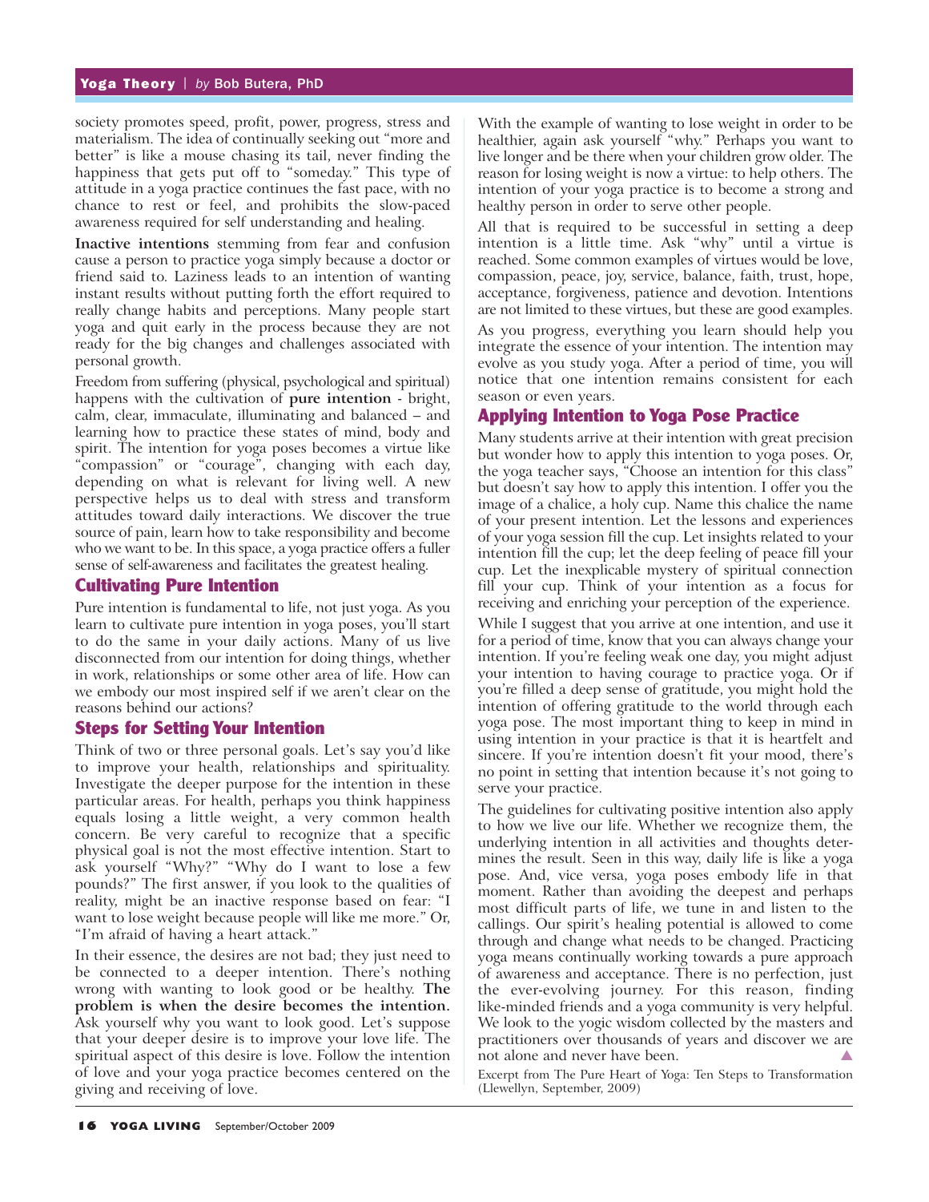society promotes speed, profit, power, progress, stress and materialism. The idea of continually seeking out "more and better" is like a mouse chasing its tail, never finding the happiness that gets put off to "someday." This type of attitude in a yoga practice continues the fast pace, with no chance to rest or feel, and prohibits the slow-paced awareness required for self understanding and healing.

**Inactive intentions** stemming from fear and confusion cause a person to practice yoga simply because a doctor or friend said to. Laziness leads to an intention of wanting instant results without putting forth the effort required to really change habits and perceptions. Many people start yoga and quit early in the process because they are not ready for the big changes and challenges associated with personal growth.

Freedom from suffering (physical, psychological and spiritual) happens with the cultivation of **pure intention** - bright, calm, clear, immaculate, illuminating and balanced – and learning how to practice these states of mind, body and spirit. The intention for yoga poses becomes a virtue like "compassion" or "courage", changing with each day, depending on what is relevant for living well. A new perspective helps us to deal with stress and transform attitudes toward daily interactions. We discover the true source of pain, learn how to take responsibility and become who we want to be. In this space, a yoga practice offers a fuller sense of self-awareness and facilitates the greatest healing.

## Cultivating Pure Intention

Pure intention is fundamental to life, not just yoga. As you learn to cultivate pure intention in yoga poses, you'll start to do the same in your daily actions. Many of us live disconnected from our intention for doing things, whether in work, relationships or some other area of life. How can we embody our most inspired self if we aren't clear on the reasons behind our actions?

## Steps for Setting Your Intention

Think of two or three personal goals. Let's say you'd like to improve your health, relationships and spirituality. Investigate the deeper purpose for the intention in these particular areas. For health, perhaps you think happiness equals losing a little weight, a very common health concern. Be very careful to recognize that a specific physical goal is not the most effective intention. Start to ask yourself "Why?" "Why do I want to lose a few pounds?" The first answer, if you look to the qualities of reality, might be an inactive response based on fear: "I want to lose weight because people will like me more." Or, "I'm afraid of having a heart attack."

In their essence, the desires are not bad; they just need to be connected to a deeper intention. There's nothing wrong with wanting to look good or be healthy. **The problem is when the desire becomes the intention.** Ask yourself why you want to look good. Let's suppose that your deeper desire is to improve your love life. The spiritual aspect of this desire is love. Follow the intention of love and your yoga practice becomes centered on the giving and receiving of love.

With the example of wanting to lose weight in order to be healthier, again ask yourself "why." Perhaps you want to live longer and be there when your children grow older. The reason for losing weight is now a virtue: to help others. The intention of your yoga practice is to become a strong and healthy person in order to serve other people.

All that is required to be successful in setting a deep intention is a little time. Ask "why" until a virtue is reached. Some common examples of virtues would be love, compassion, peace, joy, service, balance, faith, trust, hope, acceptance, forgiveness, patience and devotion. Intentions are not limited to these virtues, but these are good examples.

As you progress, everything you learn should help you integrate the essence of your intention. The intention may evolve as you study yoga. After a period of time, you will notice that one intention remains consistent for each season or even years.

## Applying Intention to Yoga Pose Practice

Many students arrive at their intention with great precision but wonder how to apply this intention to yoga poses. Or, the yoga teacher says, "Choose an intention for this class" but doesn't say how to apply this intention. I offer you the image of a chalice, a holy cup. Name this chalice the name of your present intention. Let the lessons and experiences of your yoga session fill the cup. Let insights related to your intention fill the cup; let the deep feeling of peace fill your cup. Let the inexplicable mystery of spiritual connection fill your cup. Think of your intention as a focus for receiving and enriching your perception of the experience.

While I suggest that you arrive at one intention, and use it for a period of time, know that you can always change your intention. If you're feeling weak one day, you might adjust your intention to having courage to practice yoga. Or if you're filled a deep sense of gratitude, you might hold the intention of offering gratitude to the world through each yoga pose. The most important thing to keep in mind in using intention in your practice is that it is heartfelt and sincere. If you're intention doesn't fit your mood, there's no point in setting that intention because it's not going to serve your practice.

The guidelines for cultivating positive intention also apply to how we live our life. Whether we recognize them, the underlying intention in all activities and thoughts determines the result. Seen in this way, daily life is like a yoga pose. And, vice versa, yoga poses embody life in that moment. Rather than avoiding the deepest and perhaps most difficult parts of life, we tune in and listen to the callings. Our spirit's healing potential is allowed to come through and change what needs to be changed. Practicing yoga means continually working towards a pure approach of awareness and acceptance. There is no perfection, just the ever-evolving journey. For this reason, finding like-minded friends and a yoga community is very helpful. We look to the yogic wisdom collected by the masters and practitioners over thousands of years and discover we are not alone and never have been. ▲

Excerpt from The Pure Heart of Yoga: Ten Steps to Transformation (Llewellyn, September, 2009)